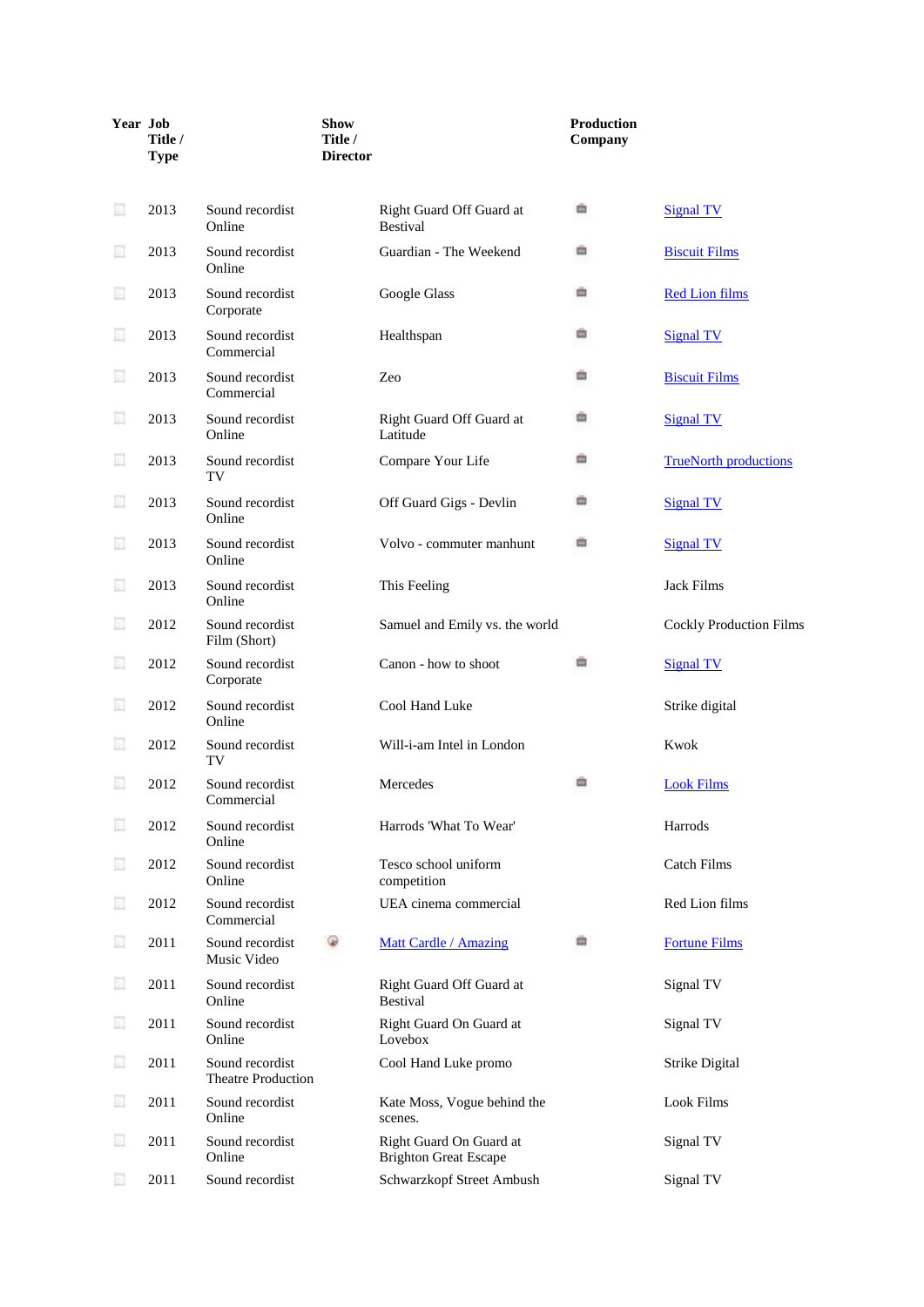| Year | Job Title / Type | Show Title / Director | Production Company |
|---|---|---|---|
| 2013 | Sound recordist Online | Right Guard Off Guard at Bestival | Signal TV |
| 2013 | Sound recordist Online | Guardian - The Weekend | Biscuit Films |
| 2013 | Sound recordist Corporate | Google Glass | Red Lion films |
| 2013 | Sound recordist Commercial | Healthspan | Signal TV |
| 2013 | Sound recordist Commercial | Zeo | Biscuit Films |
| 2013 | Sound recordist Online | Right Guard Off Guard at Latitude | Signal TV |
| 2013 | Sound recordist TV | Compare Your Life | TrueNorth productions |
| 2013 | Sound recordist Online | Off Guard Gigs - Devlin | Signal TV |
| 2013 | Sound recordist Online | Volvo - commuter manhunt | Signal TV |
| 2013 | Sound recordist Online | This Feeling | Jack Films |
| 2012 | Sound recordist Film (Short) | Samuel and Emily vs. the world | Cockly Production Films |
| 2012 | Sound recordist Corporate | Canon - how to shoot | Signal TV |
| 2012 | Sound recordist Online | Cool Hand Luke | Strike digital |
| 2012 | Sound recordist TV | Will-i-am Intel in London | Kwok |
| 2012 | Sound recordist Commercial | Mercedes | Look Films |
| 2012 | Sound recordist Online | Harrods 'What To Wear' | Harrods |
| 2012 | Sound recordist Online | Tesco school uniform competition | Catch Films |
| 2012 | Sound recordist Commercial | UEA cinema commercial | Red Lion films |
| 2011 | Sound recordist Music Video | Matt Cardle / Amazing | Fortune Films |
| 2011 | Sound recordist Online | Right Guard Off Guard at Bestival | Signal TV |
| 2011 | Sound recordist Online | Right Guard On Guard at Lovebox | Signal TV |
| 2011 | Sound recordist Theatre Production | Cool Hand Luke promo | Strike Digital |
| 2011 | Sound recordist Online | Kate Moss, Vogue behind the scenes. | Look Films |
| 2011 | Sound recordist Online | Right Guard On Guard at Brighton Great Escape | Signal TV |
| 2011 | Sound recordist | Schwarzkopf Street Ambush | Signal TV |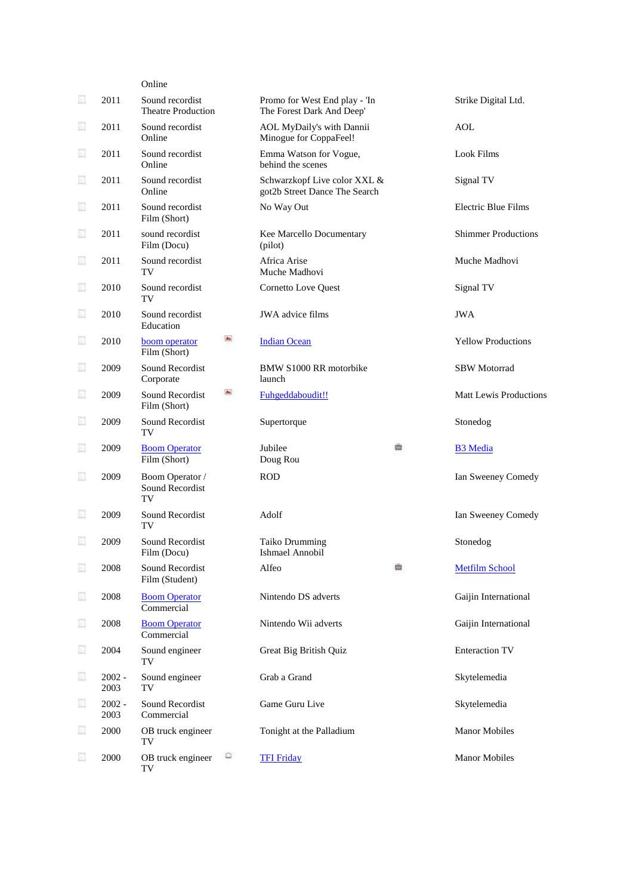| | | | |
|---|---|---|---|
| | Online | | |
| 2011 | Sound recordist Theatre Production | Promo for West End play - 'In The Forest Dark And Deep' | Strike Digital Ltd. |
| 2011 | Sound recordist Online | AOL MyDaily's with Dannii Minogue for CoppaFeel! | AOL |
| 2011 | Sound recordist Online | Emma Watson for Vogue, behind the scenes | Look Films |
| 2011 | Sound recordist Online | Schwarzkopf Live color XXL & got2b Street Dance The Search | Signal TV |
| 2011 | Sound recordist Film (Short) | No Way Out | Electric Blue Films |
| 2011 | sound recordist Film (Docu) | Kee Marcello Documentary (pilot) | Shimmer Productions |
| 2011 | Sound recordist TV | Africa Arise Muche Madhovi | Muche Madhovi |
| 2010 | Sound recordist TV | Cornetto Love Quest | Signal TV |
| 2010 | Sound recordist Education | JWA advice films | JWA |
| 2010 | boom operator Film (Short) | Indian Ocean | Yellow Productions |
| 2009 | Sound Recordist Corporate | BMW S1000 RR motorbike launch | SBW Motorrad |
| 2009 | Sound Recordist Film (Short) | Fuhgeddaboudit!! | Matt Lewis Productions |
| 2009 | Sound Recordist TV | Supertorque | Stonedog |
| 2009 | Boom Operator Film (Short) | Jubilee Doug Rou | B3 Media |
| 2009 | Boom Operator / Sound Recordist TV | ROD | Ian Sweeney Comedy |
| 2009 | Sound Recordist TV | Adolf | Ian Sweeney Comedy |
| 2009 | Sound Recordist Film (Docu) | Taiko Drumming Ishmael Annobil | Stonedog |
| 2008 | Sound Recordist Film (Student) | Alfeo | Metfilm School |
| 2008 | Boom Operator Commercial | Nintendo DS adverts | Gaijin International |
| 2008 | Boom Operator Commercial | Nintendo Wii adverts | Gaijin International |
| 2004 | Sound engineer TV | Great Big British Quiz | Enteraction TV |
| 2002 - 2003 | Sound engineer TV | Grab a Grand | Skytelemedia |
| 2002 - 2003 | Sound Recordist Commercial | Game Guru Live | Skytelemedia |
| 2000 | OB truck engineer TV | Tonight at the Palladium | Manor Mobiles |
| 2000 | OB truck engineer TV | TFI Friday | Manor Mobiles |